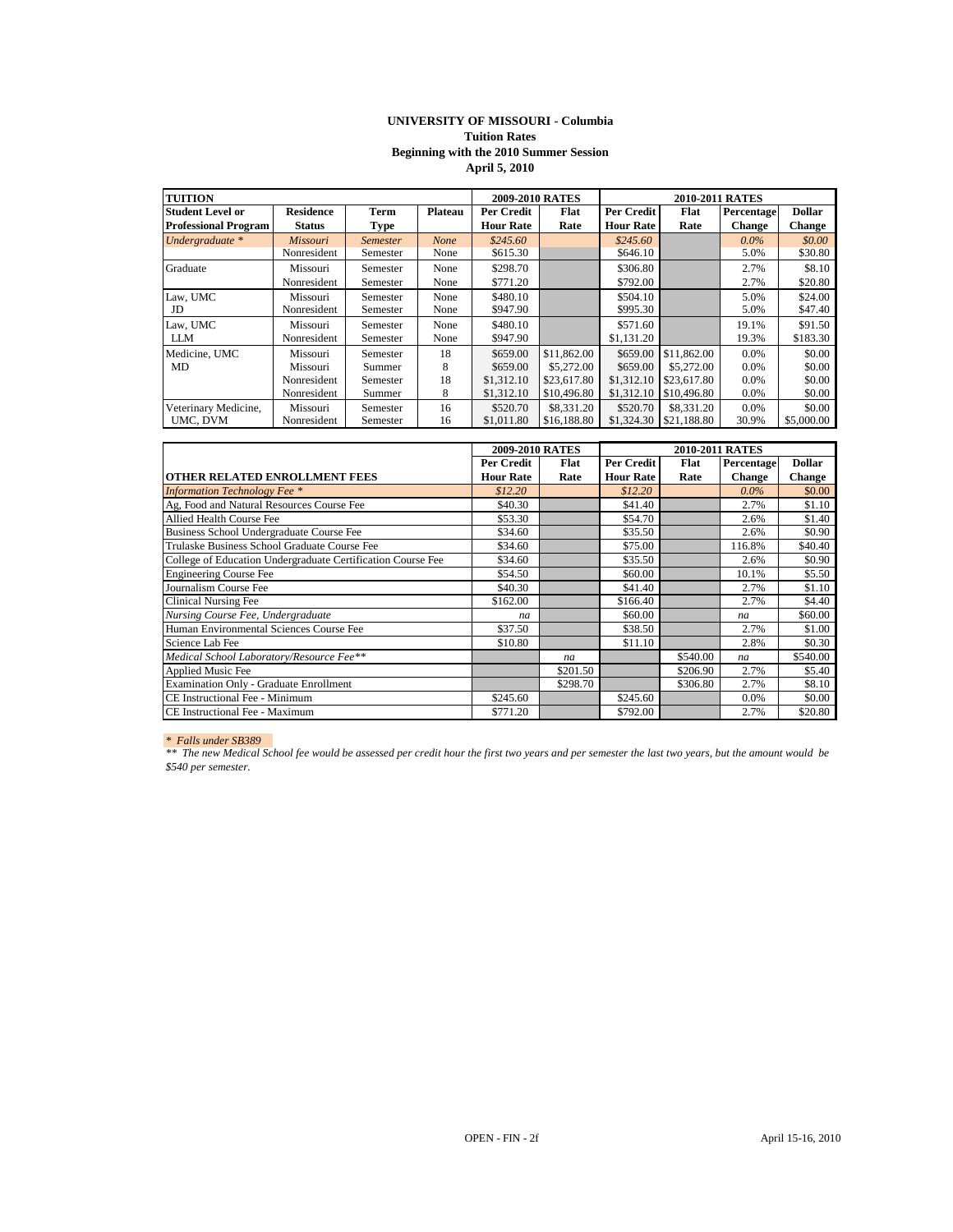# UNIVERSITY OF MISSOURI - Columbia
## Tuition Rates
### Beginning with the 2010 Summer Session
### April 5, 2010

| TUITION | | | | 2009-2010 RATES | | 2010-2011 RATES | | | |
|---|---|---|---|---|---|---|---|---|---|
| Student Level or Professional Program | Residence Status | Term Type | Plateau | Per Credit Hour Rate | Flat Rate | Per Credit Hour Rate | Flat Rate | Percentage Change | Dollar Change |
| *Undergraduate ** | *Missouri* | *Semester* | *None* | *$245.60* | | *$245.60* | | *0.0%* | *$0.00* |
| | Nonresident | Semester | None | $615.30 | | $646.10 | | 5.0% | $30.80 |
| Graduate | Missouri | Semester | None | $298.70 | | $306.80 | | 2.7% | $8.10 |
| | Nonresident | Semester | None | $771.20 | | $792.00 | | 2.7% | $20.80 |
| Law, UMC JD | Missouri | Semester | None | $480.10 | | $504.10 | | 5.0% | $24.00 |
| | Nonresident | Semester | None | $947.90 | | $995.30 | | 5.0% | $47.40 |
| Law, UMC LLM | Missouri | Semester | None | $480.10 | | $571.60 | | 19.1% | $91.50 |
| | Nonresident | Semester | None | $947.90 | | $1,131.20 | | 19.3% | $183.30 |
| Medicine, UMC MD | Missouri | Semester | 18 | $659.00 | $11,862.00 | $659.00 | $11,862.00 | 0.0% | $0.00 |
| | Missouri | Summer | 8 | $659.00 | $5,272.00 | $659.00 | $5,272.00 | 0.0% | $0.00 |
| | Nonresident | Semester | 18 | $1,312.10 | $23,617.80 | $1,312.10 | $23,617.80 | 0.0% | $0.00 |
| | Nonresident | Summer | 8 | $1,312.10 | $10,496.80 | $1,312.10 | $10,496.80 | 0.0% | $0.00 |
| Veterinary Medicine, UMC, DVM | Missouri | Semester | 16 | $520.70 | $8,331.20 | $520.70 | $8,331.20 | 0.0% | $0.00 |
| | Nonresident | Semester | 16 | $1,011.80 | $16,188.80 | $1,324.30 | $21,188.80 | 30.9% | $5,000.00 |

| OTHER RELATED ENROLLMENT FEES | 2009-2010 RATES Per Credit Hour Rate | Flat Rate | 2010-2011 RATES Per Credit Hour Rate | Flat Rate | Percentage Change | Dollar Change |
|---|---|---|---|---|---|---|
| *Information Technology Fee ** | *$12.20* | | *$12.20* | | *0.0%* | $0.00 |
| Ag, Food and Natural Resources Course Fee | $40.30 | | $41.40 | | 2.7% | $1.10 |
| Allied Health Course Fee | $53.30 | | $54.70 | | 2.6% | $1.40 |
| Business School Undergraduate Course Fee | $34.60 | | $35.50 | | 2.6% | $0.90 |
| Trulaske Business School Graduate Course Fee | $34.60 | | $75.00 | | 116.8% | $40.40 |
| College of Education Undergraduate Certification Course Fee | $34.60 | | $35.50 | | 2.6% | $0.90 |
| Engineering Course Fee | $54.50 | | $60.00 | | 10.1% | $5.50 |
| Journalism Course Fee | $40.30 | | $41.40 | | 2.7% | $1.10 |
| Clinical Nursing Fee | $162.00 | | $166.40 | | 2.7% | $4.40 |
| *Nursing Course Fee, Undergraduate* | *na* | | $60.00 | | *na* | $60.00 |
| Human Environmental Sciences Course Fee | $37.50 | | $38.50 | | 2.7% | $1.00 |
| Science Lab Fee | $10.80 | | $11.10 | | 2.8% | $0.30 |
| *Medical School Laboratory/Resource Fee*** | | *na* | | $540.00 | *na* | $540.00 |
| Applied Music Fee | | $201.50 | | $206.90 | 2.7% | $5.40 |
| Examination Only - Graduate Enrollment | | $298.70 | | $306.80 | 2.7% | $8.10 |
| CE Instructional Fee - Minimum | $245.60 | | $245.60 | | 0.0% | $0.00 |
| CE Instructional Fee - Maximum | $771.20 | | $792.00 | | 2.7% | $20.80 |

*\* Falls under SB389*

*\*\* The new Medical School fee would be assessed per credit hour the first two years and per semester the last two years, but the amount would be $540 per semester.*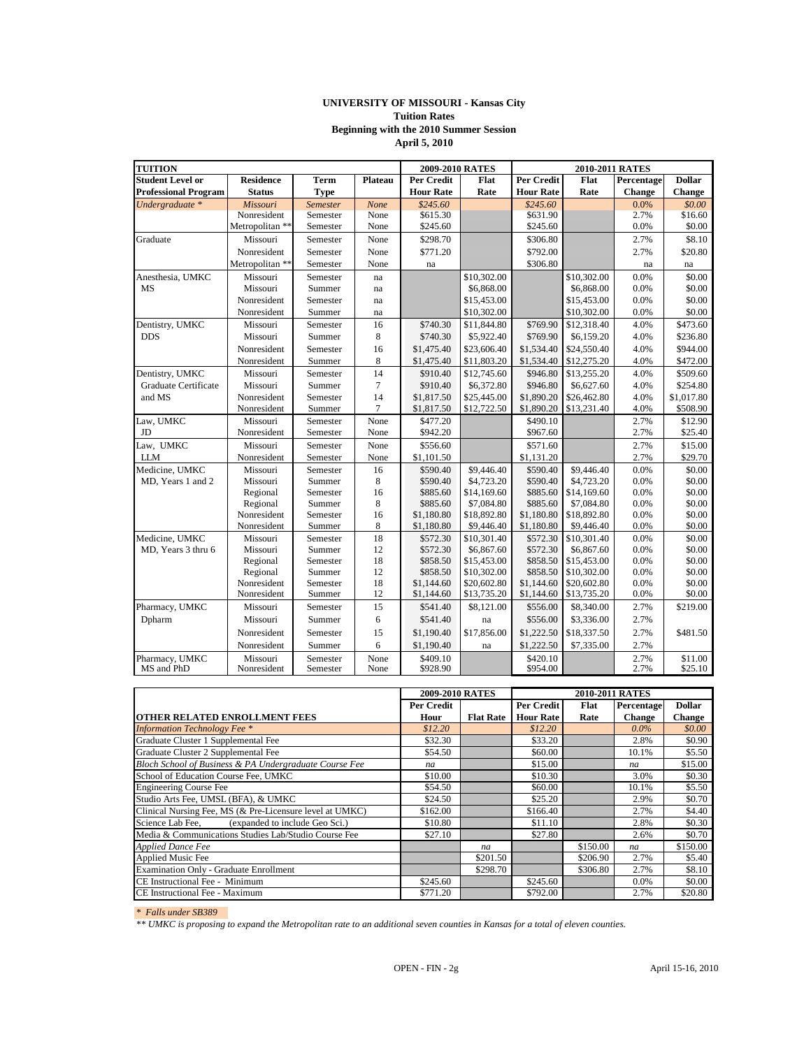**UNIVERSITY OF MISSOURI - Kansas City**
**Tuition Rates**
**Beginning with the 2010 Summer Session**
**April 5, 2010**

| TUITION | | | | 2009-2010 RATES | | 2010-2011 RATES | | | |
|---|---|---|---|---|---|---|---|---|---|
| Student Level or Professional Program | Residence Status | Term Type | Plateau | Per Credit Hour Rate | Flat Rate | Per Credit Hour Rate | Flat Rate | Percentage Change | Dollar Change |
| *Undergraduate ** | *Missouri* | *Semester* | *None* | *$245.60* | | *$245.60* | | 0.0% | *$0.00* |
| | Nonresident | Semester | None | $615.30 | | $631.90 | | 2.7% | $16.60 |
| | Metropolitan ** | Semester | None | $245.60 | | $245.60 | | 0.0% | $0.00 |
| Graduate | Missouri | Semester | None | $298.70 | | $306.80 | | 2.7% | $8.10 |
| | Nonresident | Semester | None | $771.20 | | $792.00 | | 2.7% | $20.80 |
| | Metropolitan ** | Semester | None | na | | $306.80 | | na | na |
| Anesthesia, UMKC | Missouri | Semester | na | | $10,302.00 | | $10,302.00 | 0.0% | $0.00 |
| MS | Missouri | Summer | na | | $6,868.00 | | $6,868.00 | 0.0% | $0.00 |
| | Nonresident | Semester | na | | $15,453.00 | | $15,453.00 | 0.0% | $0.00 |
| | Nonresident | Summer | na | | $10,302.00 | | $10,302.00 | 0.0% | $0.00 |
| Dentistry, UMKC | Missouri | Semester | 16 | $740.30 | $11,844.80 | $769.90 | $12,318.40 | 4.0% | $473.60 |
| DDS | Missouri | Summer | 8 | $740.30 | $5,922.40 | $769.90 | $6,159.20 | 4.0% | $236.80 |
| | Nonresident | Semester | 16 | $1,475.40 | $23,606.40 | $1,534.40 | $24,550.40 | 4.0% | $944.00 |
| | Nonresident | Summer | 8 | $1,475.40 | $11,803.20 | $1,534.40 | $12,275.20 | 4.0% | $472.00 |
| Dentistry, UMKC | Missouri | Semester | 14 | $910.40 | $12,745.60 | $946.80 | $13,255.20 | 4.0% | $509.60 |
| Graduate Certificate | Missouri | Summer | 7 | $910.40 | $6,372.80 | $946.80 | $6,627.60 | 4.0% | $254.80 |
| and MS | Nonresident | Semester | 14 | $1,817.50 | $25,445.00 | $1,890.20 | $26,462.80 | 4.0% | $1,017.80 |
| | Nonresident | Summer | 7 | $1,817.50 | $12,722.50 | $1,890.20 | $13,231.40 | 4.0% | $508.90 |
| Law, UMKC | Missouri | Semester | None | $477.20 | | $490.10 | | 2.7% | $12.90 |
| JD | Nonresident | Semester | None | $942.20 | | $967.60 | | 2.7% | $25.40 |
| Law, UMKC | Missouri | Semester | None | $556.60 | | $571.60 | | 2.7% | $15.00 |
| LLM | Nonresident | Semester | None | $1,101.50 | | $1,131.20 | | 2.7% | $29.70 |
| Medicine, UMKC | Missouri | Semester | 16 | $590.40 | $9,446.40 | $590.40 | $9,446.40 | 0.0% | $0.00 |
| MD, Years 1 and 2 | Missouri | Summer | 8 | $590.40 | $4,723.20 | $590.40 | $4,723.20 | 0.0% | $0.00 |
| | Regional | Semester | 16 | $885.60 | $14,169.60 | $885.60 | $14,169.60 | 0.0% | $0.00 |
| | Regional | Summer | 8 | $885.60 | $7,084.80 | $885.60 | $7,084.80 | 0.0% | $0.00 |
| | Nonresident | Semester | 16 | $1,180.80 | $18,892.80 | $1,180.80 | $18,892.80 | 0.0% | $0.00 |
| | Nonresident | Summer | 8 | $1,180.80 | $9,446.40 | $1,180.80 | $9,446.40 | 0.0% | $0.00 |
| Medicine, UMKC | Missouri | Semester | 18 | $572.30 | $10,301.40 | $572.30 | $10,301.40 | 0.0% | $0.00 |
| MD, Years 3 thru 6 | Missouri | Summer | 12 | $572.30 | $6,867.60 | $572.30 | $6,867.60 | 0.0% | $0.00 |
| | Regional | Semester | 18 | $858.50 | $15,453.00 | $858.50 | $15,453.00 | 0.0% | $0.00 |
| | Regional | Summer | 12 | $858.50 | $10,302.00 | $858.50 | $10,302.00 | 0.0% | $0.00 |
| | Nonresident | Semester | 18 | $1,144.60 | $20,602.80 | $1,144.60 | $20,602.80 | 0.0% | $0.00 |
| | Nonresident | Summer | 12 | $1,144.60 | $13,735.20 | $1,144.60 | $13,735.20 | 0.0% | $0.00 |
| Pharmacy, UMKC | Missouri | Semester | 15 | $541.40 | $8,121.00 | $556.00 | $8,340.00 | 2.7% | $219.00 |
| Dpharm | Missouri | Summer | 6 | $541.40 | na | $556.00 | $3,336.00 | 2.7% | |
| | Nonresident | Semester | 15 | $1,190.40 | $17,856.00 | $1,222.50 | $18,337.50 | 2.7% | $481.50 |
| | Nonresident | Summer | 6 | $1,190.40 | na | $1,222.50 | $7,335.00 | 2.7% | |
| Pharmacy, UMKC | Missouri | Semester | None | $409.10 | | $420.10 | | 2.7% | $11.00 |
| MS and PhD | Nonresident | Semester | None | $928.90 | | $954.00 | | 2.7% | $25.10 |

| | 2009-2010 RATES | | 2010-2011 RATES | | | |
|---|---|---|---|---|---|---|
| OTHER RELATED ENROLLMENT FEES | Per Credit Hour | Flat Rate | Per Credit Hour Rate | Flat Rate | Percentage Change | Dollar Change |
| *Information Technology Fee ** | *$12.20* | | *$12.20* | | *0.0%* | *$0.00* |
| Graduate Cluster 1 Supplemental Fee | $32.30 | | $33.20 | | 2.8% | $0.90 |
| Graduate Cluster 2 Supplemental Fee | $54.50 | | $60.00 | | 10.1% | $5.50 |
| *Bloch School of Business & PA Undergraduate Course Fee* | *na* | | $15.00 | | *na* | $15.00 |
| School of Education Course Fee, UMKC | $10.00 | | $10.30 | | 3.0% | $0.30 |
| Engineering Course Fee | $54.50 | | $60.00 | | 10.1% | $5.50 |
| Studio Arts Fee, UMSL (BFA), & UMKC | $24.50 | | $25.20 | | 2.9% | $0.70 |
| Clinical Nursing Fee, MS (& Pre-Licensure level at UMKC) | $162.00 | | $166.40 | | 2.7% | $4.40 |
| Science Lab Fee, (expanded to include Geo Sci.) | $10.80 | | $11.10 | | 2.8% | $0.30 |
| Media & Communications Studies Lab/Studio Course Fee | $27.10 | | $27.80 | | 2.6% | $0.70 |
| *Applied Dance Fee* | | *na* | | $150.00 | *na* | $150.00 |
| Applied Music Fee | | $201.50 | | $206.90 | 2.7% | $5.40 |
| Examination Only - Graduate Enrollment | | $298.70 | | $306.80 | 2.7% | $8.10 |
| CE Instructional Fee - Minimum | $245.60 | | $245.60 | | 0.0% | $0.00 |
| CE Instructional Fee - Maximum | $771.20 | | $792.00 | | 2.7% | $20.80 |

*\* Falls under SB389*

*\*\* UMKC is proposing to expand the Metropolitan rate to an additional seven counties in Kansas for a total of eleven counties.*

OPEN - FIN - 2g    April 15-16, 2010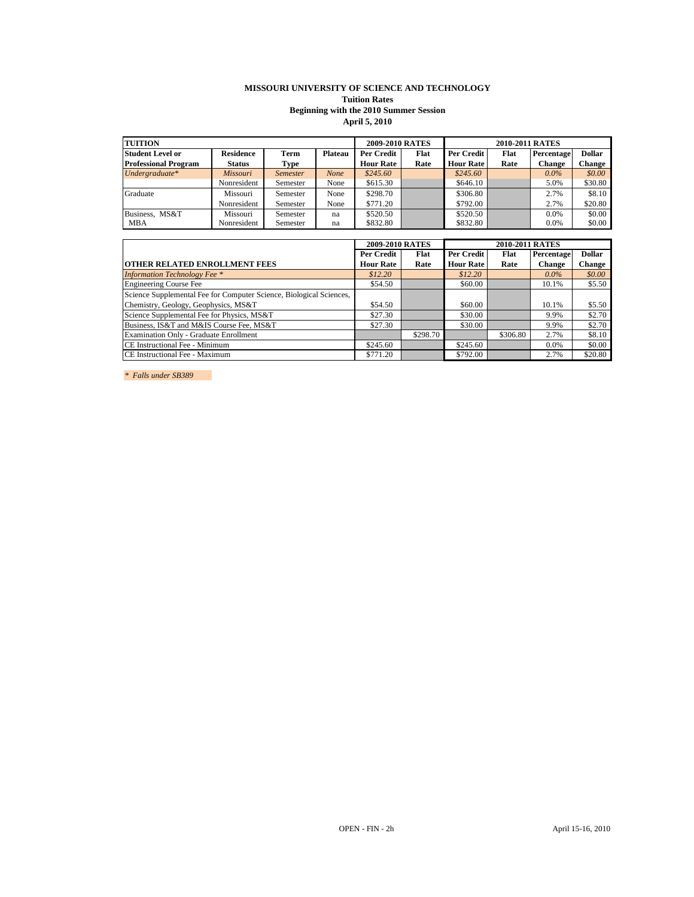**MISSOURI UNIVERSITY OF SCIENCE AND TECHNOLOGY**
**Tuition Rates**
**Beginning with the 2010 Summer Session**
**April 5, 2010**

| TUITION | | | | 2009-2010 RATES | | 2010-2011 RATES | | | |
|---|---|---|---|---|---|---|---|---|---|
| **Student Level or Professional Program** | **Residence Status** | **Term Type** | **Plateau** | **Per Credit Hour Rate** | **Flat Rate** | **Per Credit Hour Rate** | **Flat Rate** | **Percentage Change** | **Dollar Change** |
| *Undergraduate** | *Missouri* | *Semester* | *None* | *$245.60* | | *$245.60* | | *0.0%* | *$0.00* |
| | Nonresident | Semester | None | $615.30 | | $646.10 | | 5.0% | $30.80 |
| Graduate | Missouri | Semester | None | $298.70 | | $306.80 | | 2.7% | $8.10 |
| | Nonresident | Semester | None | $771.20 | | $792.00 | | 2.7% | $20.80 |
| Business, MS&T | Missouri | Semester | na | $520.50 | | $520.50 | | 0.0% | $0.00 |
| MBA | Nonresident | Semester | na | $832.80 | | $832.80 | | 0.0% | $0.00 |

| | 2009-2010 RATES | | 2010-2011 RATES | | | |
|---|---|---|---|---|---|---|
| **OTHER RELATED ENROLLMENT FEES** | **Per Credit Hour Rate** | **Flat Rate** | **Per Credit Hour Rate** | **Flat Rate** | **Percentage Change** | **Dollar Change** |
| *Information Technology Fee ** | *$12.20* | | *$12.20* | | *0.0%* | *$0.00* |
| Engineering Course Fee | $54.50 | | $60.00 | | 10.1% | $5.50 |
| Science Supplemental Fee for Computer Science, Biological Sciences, Chemistry, Geology, Geophysics, MS&T | $54.50 | | $60.00 | | 10.1% | $5.50 |
| Science Supplemental Fee for Physics, MS&T | $27.30 | | $30.00 | | 9.9% | $2.70 |
| Business, IS&T and M&IS Course Fee, MS&T | $27.30 | | $30.00 | | 9.9% | $2.70 |
| Examination Only - Graduate Enrollment | | $298.70 | | $306.80 | 2.7% | $8.10 |
| CE Instructional Fee - Minimum | $245.60 | | $245.60 | | 0.0% | $0.00 |
| CE Instructional Fee - Maximum | $771.20 | | $792.00 | | 2.7% | $20.80 |

*\* Falls under SB389*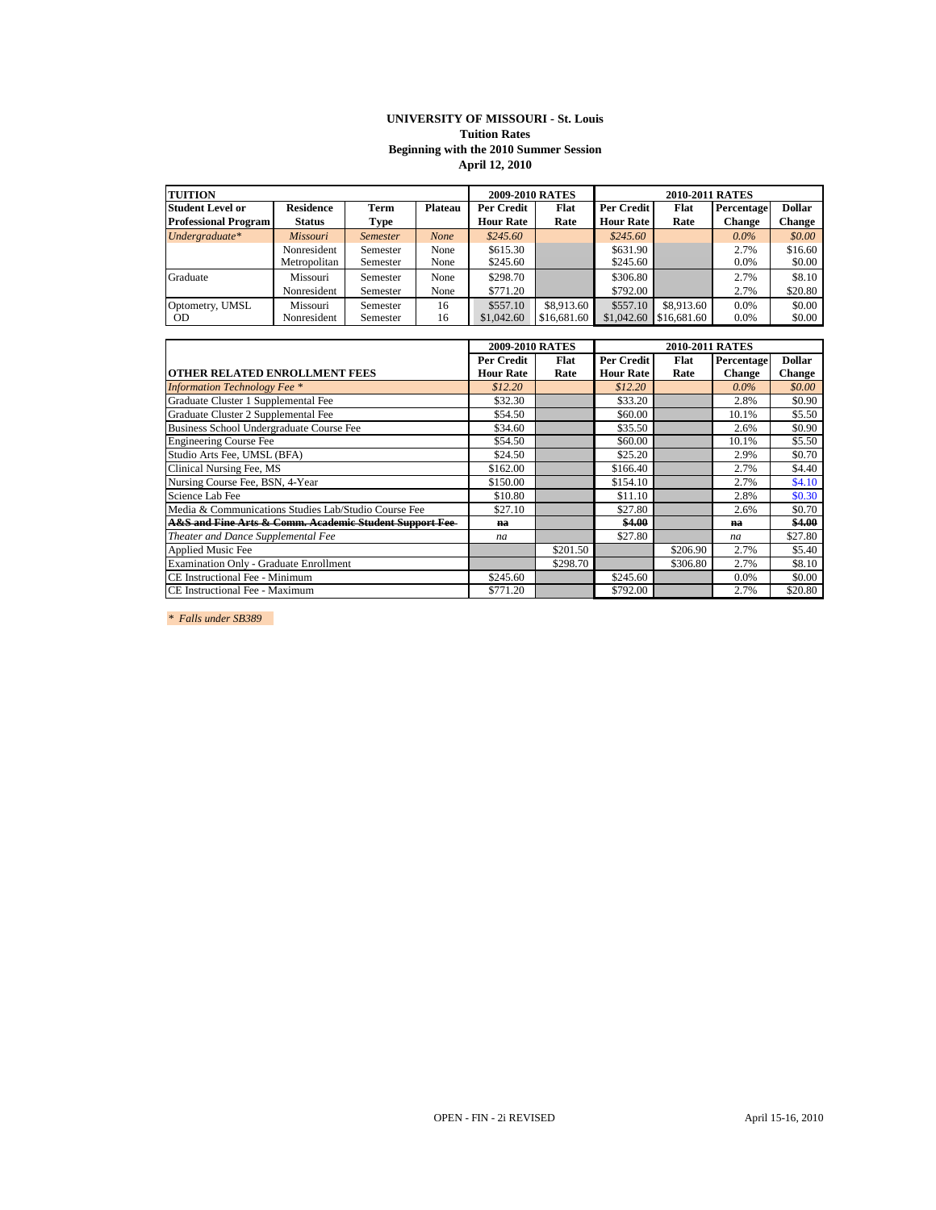**UNIVERSITY OF MISSOURI - St. Louis**
**Tuition Rates**
**Beginning with the 2010 Summer Session**
**April 12, 2010**

| TUITION | | | | 2009-2010 RATES | | 2010-2011 RATES | | | |
|---|---|---|---|---|---|---|---|---|---|
| Student Level or Professional Program | Residence Status | Term Type | Plateau | Per Credit Hour Rate | Flat Rate | Per Credit Hour Rate | Flat Rate | Percentage Change | Dollar Change |
| *Undergraduate** | *Missouri* | *Semester* | *None* | *$245.60* | | *$245.60* | | *0.0%* | *$0.00* |
| | Nonresident | Semester | None | $615.30 | | $631.90 | | 2.7% | $16.60 |
| | Metropolitan | Semester | None | $245.60 | | $245.60 | | 0.0% | $0.00 |
| Graduate | Missouri | Semester | None | $298.70 | | $306.80 | | 2.7% | $8.10 |
| | Nonresident | Semester | None | $771.20 | | $792.00 | | 2.7% | $20.80 |
| Optometry, UMSL | Missouri | Semester | 16 | $557.10 | $8,913.60 | $557.10 | $8,913.60 | 0.0% | $0.00 |
| OD | Nonresident | Semester | 16 | $1,042.60 | $16,681.60 | $1,042.60 | $16,681.60 | 0.0% | $0.00 |

| | 2009-2010 RATES | | 2010-2011 RATES | | | |
|---|---|---|---|---|---|---|
| OTHER RELATED ENROLLMENT FEES | Per Credit Hour Rate | Flat Rate | Per Credit Hour Rate | Flat Rate | Percentage Change | Dollar Change |
| *Information Technology Fee ** | *$12.20* | | *$12.20* | | *0.0%* | *$0.00* |
| Graduate Cluster 1 Supplemental Fee | $32.30 | | $33.20 | | 2.8% | $0.90 |
| Graduate Cluster 2 Supplemental Fee | $54.50 | | $60.00 | | 10.1% | $5.50 |
| Business School Undergraduate Course Fee | $34.60 | | $35.50 | | 2.6% | $0.90 |
| Engineering Course Fee | $54.50 | | $60.00 | | 10.1% | $5.50 |
| Studio Arts Fee, UMSL (BFA) | $24.50 | | $25.20 | | 2.9% | $0.70 |
| Clinical Nursing Fee, MS | $162.00 | | $166.40 | | 2.7% | $4.40 |
| Nursing Course Fee, BSN, 4-Year | $150.00 | | $154.10 | | 2.7% | $4.10 |
| Science Lab Fee | $10.80 | | $11.10 | | 2.8% | $0.30 |
| Media & Communications Studies Lab/Studio Course Fee | $27.10 | | $27.80 | | 2.6% | $0.70 |
| ~~A&S and Fine Arts & Comm. Academic Student Support Fee~~ | ~~na~~ | | ~~$4.00~~ | | ~~na~~ | ~~$4.00~~ |
| *Theater and Dance Supplemental Fee* | *na* | | $27.80 | | *na* | $27.80 |
| Applied Music Fee | | $201.50 | | $206.90 | 2.7% | $5.40 |
| Examination Only - Graduate Enrollment | | $298.70 | | $306.80 | 2.7% | $8.10 |
| CE Instructional Fee - Minimum | $245.60 | | $245.60 | | 0.0% | $0.00 |
| CE Instructional Fee - Maximum | $771.20 | | $792.00 | | 2.7% | $20.80 |

*\* Falls under SB389*